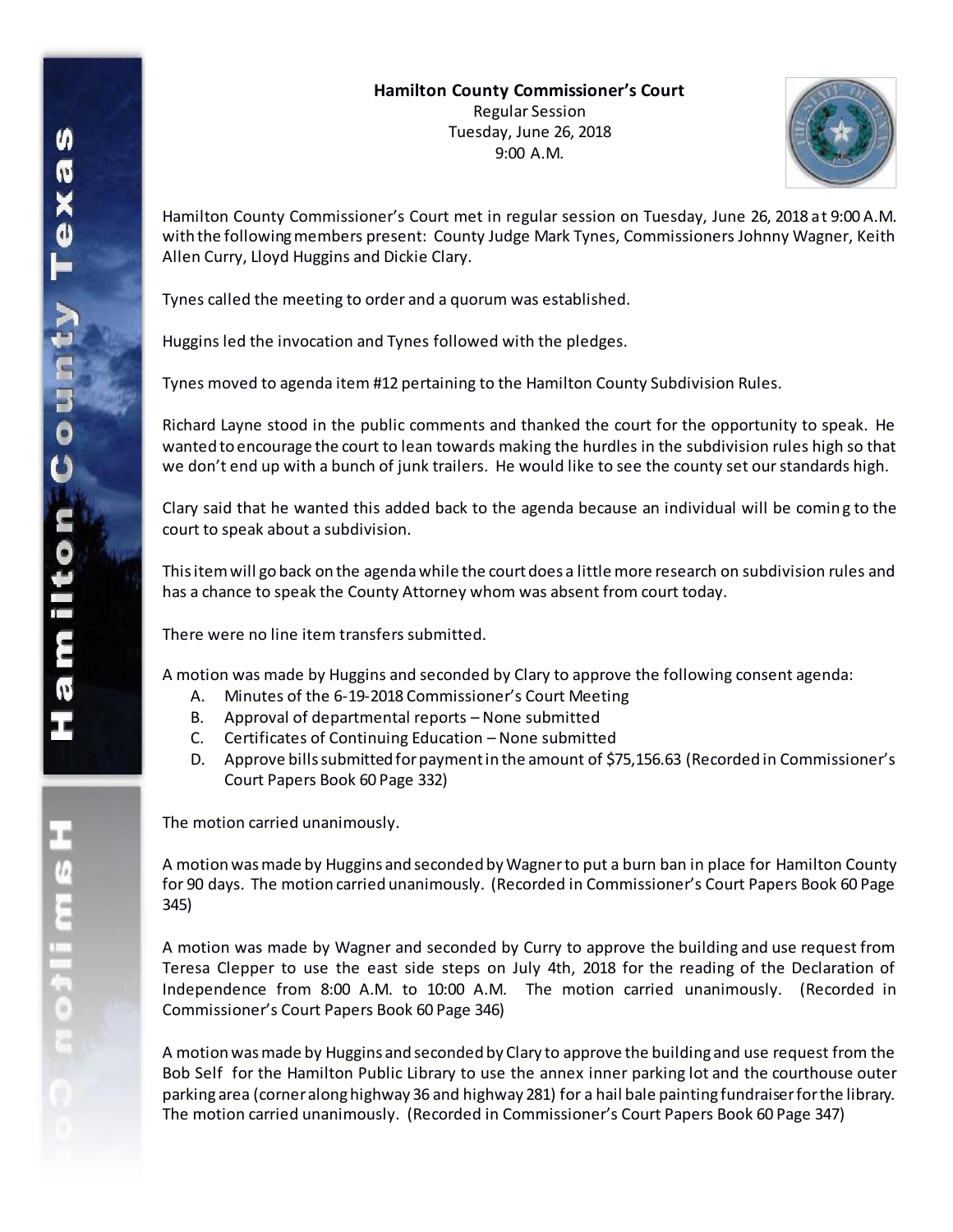**Hamilton County Commissioner's Court**

Regular Session

Tuesday, June 26, 2018

9:00 A.M.

Hamilton County Commissioner's Court met in regular session on Tuesday, June 26, 2018 at 9:00 A.M. with the following members present: County Judge Mark Tynes, Commissioners Johnny Wagner, Keith Allen Curry, Lloyd Huggins and Dickie Clary.

Tynes called the meeting to order and a quorum was established.

Huggins led the invocation and Tynes followed with the pledges.

Tynes moved to agenda item #12 pertaining to the Hamilton County Subdivision Rules.

Richard Layne stood in the public comments and thanked the court for the opportunity to speak. He wanted to encourage the court to lean towards making the hurdles in the subdivision rules high so that we don't end up with a bunch of junk trailers. He would like to see the county set our standards high.

Clary said that he wanted this added back to the agenda because an individual will be coming to the court to speak about a subdivision.

This item will go back on the agenda while the court does a little more research on subdivision rules and has a chance to speak the County Attorney whom was absent from court today.

There were no line item transfers submitted.

A motion was made by Huggins and seconded by Clary to approve the following consent agenda:

A. Minutes of the 6-19-2018 Commissioner's Court Meeting
B. Approval of departmental reports – None submitted
C. Certificates of Continuing Education – None submitted
D. Approve bills submitted for payment in the amount of $75,156.63 (Recorded in Commissioner's Court Papers Book 60 Page 332)

The motion carried unanimously.

A motion was made by Huggins and seconded by Wagner to put a burn ban in place for Hamilton County for 90 days. The motion carried unanimously. (Recorded in Commissioner's Court Papers Book 60 Page 345)

A motion was made by Wagner and seconded by Curry to approve the building and use request from Teresa Clepper to use the east side steps on July 4th, 2018 for the reading of the Declaration of Independence from 8:00 A.M. to 10:00 A.M. The motion carried unanimously. (Recorded in Commissioner's Court Papers Book 60 Page 346)

A motion was made by Huggins and seconded by Clary to approve the building and use request from the Bob Self for the Hamilton Public Library to use the annex inner parking lot and the courthouse outer parking area (corner along highway 36 and highway 281) for a hail bale painting fundraiser for the library. The motion carried unanimously. (Recorded in Commissioner's Court Papers Book 60 Page 347)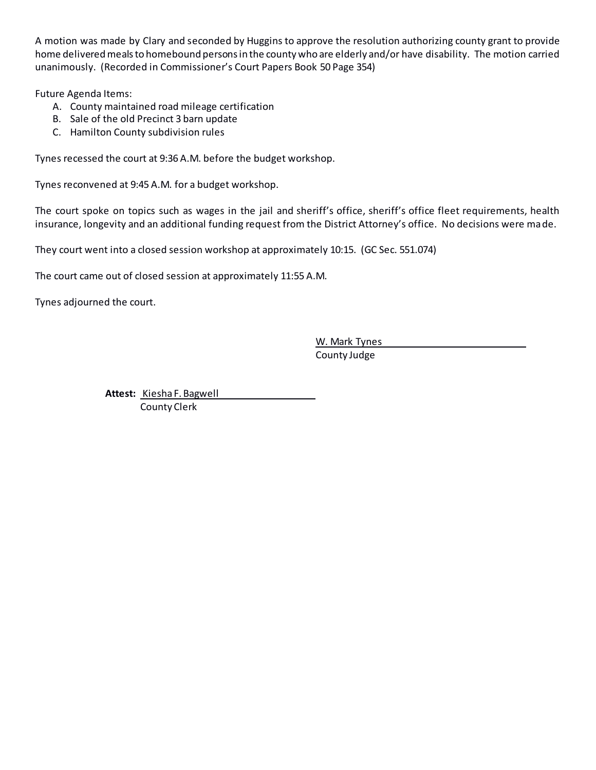A motion was made by Clary and seconded by Huggins to approve the resolution authorizing county grant to provide home delivered meals to homebound persons in the county who are elderly and/or have disability. The motion carried unanimously. (Recorded in Commissioner's Court Papers Book 50 Page 354)

Future Agenda Items:

A. County maintained road mileage certification
B. Sale of the old Precinct 3 barn update
C. Hamilton County subdivision rules

Tynes recessed the court at 9:36 A.M. before the budget workshop.

Tynes reconvened at 9:45 A.M. for a budget workshop.

The court spoke on topics such as wages in the jail and sheriff's office, sheriff's office fleet requirements, health insurance, longevity and an additional funding request from the District Attorney's office. No decisions were made.

They court went into a closed session workshop at approximately 10:15. (GC Sec. 551.074)

The court came out of closed session at approximately 11:55 A.M.

Tynes adjourned the court.

W. Mark Tynes
County Judge

**Attest:** Kiesha F. Bagwell
County Clerk